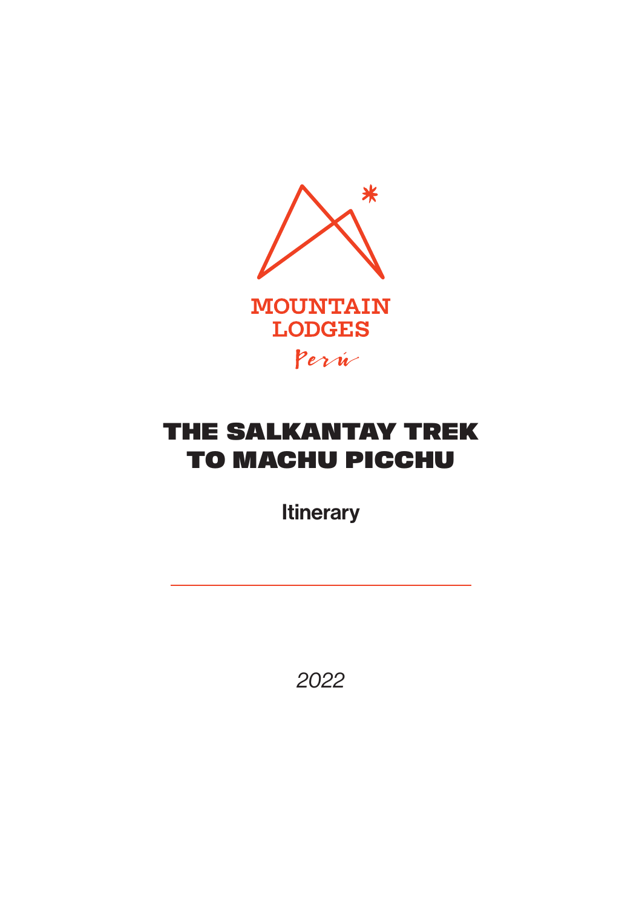MOUNTAIN LODGES

Perú

# THE SALKANTAY TREK TO MACHU PICCHU

Itinerary

*2022*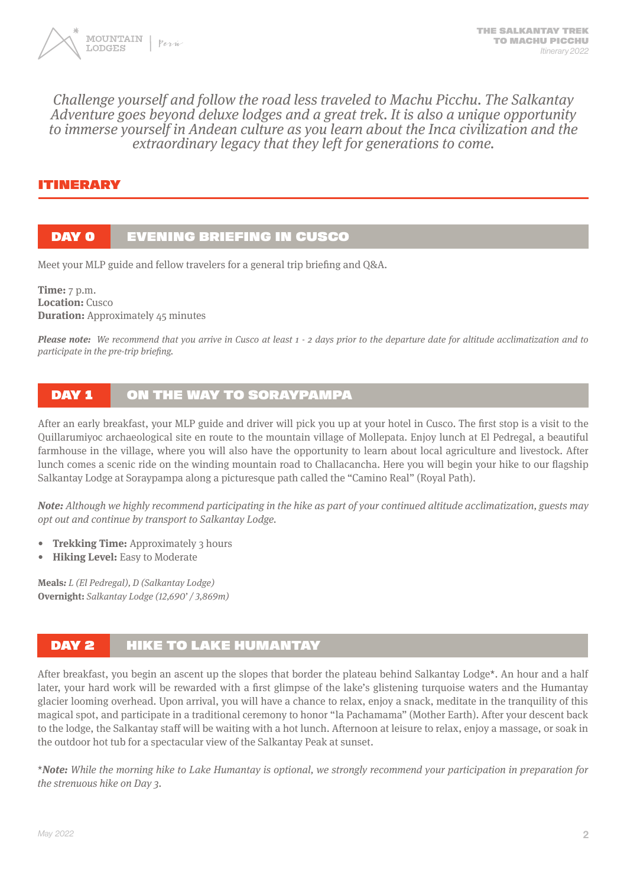*Challenge yourself and follow the road less traveled to Machu Picchu. The Salkantay Adventure goes beyond deluxe lodges and a great trek. It is also a unique opportunity to immerse yourself in Andean culture as you learn about the Inca civilization and the extraordinary legacy that they left for generations to come.*

## ITINERARY

### DAY 0 EVENING BRIEFING IN CUSCO

Meet your MLP guide and fellow travelers for a general trip briefing and Q&A.

**Time:** 7 p.m.
**Location:** Cusco
**Duration:** Approximately 45 minutes

***Please note:*** *We recommend that you arrive in Cusco at least 1 - 2 days prior to the departure date for altitude acclimatization and to participate in the pre-trip briefing.*

### DAY 1 ON THE WAY TO SORAYPAMPA

After an early breakfast, your MLP guide and driver will pick you up at your hotel in Cusco. The first stop is a visit to the Quillarumiyoc archaeological site en route to the mountain village of Mollepata. Enjoy lunch at El Pedregal, a beautiful farmhouse in the village, where you will also have the opportunity to learn about local agriculture and livestock. After lunch comes a scenic ride on the winding mountain road to Challacancha. Here you will begin your hike to our flagship Salkantay Lodge at Soraypampa along a picturesque path called the "Camino Real" (Royal Path).

***Note:*** *Although we highly recommend participating in the hike as part of your continued altitude acclimatization, guests may opt out and continue by transport to Salkantay Lodge.*

- **Trekking Time:** Approximately 3 hours
- **Hiking Level:** Easy to Moderate

**Meals:** *L (El Pedregal), D (Salkantay Lodge)*
**Overnight:** *Salkantay Lodge (12,690' / 3,869m)*

### DAY 2 HIKE TO LAKE HUMANTAY

After breakfast, you begin an ascent up the slopes that border the plateau behind Salkantay Lodge*. An hour and a half later, your hard work will be rewarded with a first glimpse of the lake's glistening turquoise waters and the Humantay glacier looming overhead. Upon arrival, you will have a chance to relax, enjoy a snack, meditate in the tranquility of this magical spot, and participate in a traditional ceremony to honor "la Pachamama" (Mother Earth). After your descent back to the lodge, the Salkantay staff will be waiting with a hot lunch. Afternoon at leisure to relax, enjoy a massage, or soak in the outdoor hot tub for a spectacular view of the Salkantay Peak at sunset.

**\*Note:*** *While the morning hike to Lake Humantay is optional, we strongly recommend your participation in preparation for the strenuous hike on Day 3.*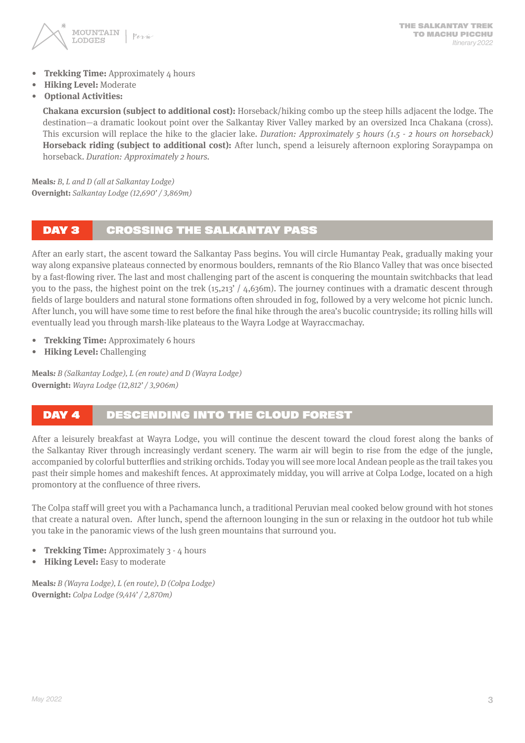- **Trekking Time:** Approximately 4 hours
- **Hiking Level:** Moderate
- **Optional Activities:**

  **Chakana excursion (subject to additional cost):** Horseback/hiking combo up the steep hills adjacent the lodge. The destination—a dramatic lookout point over the Salkantay River Valley marked by an oversized Inca Chakana (cross). This excursion will replace the hike to the glacier lake. *Duration: Approximately 5 hours (1.5 - 2 hours on horseback)*
  **Horseback riding (subject to additional cost):** After lunch, spend a leisurely afternoon exploring Soraypampa on horseback. *Duration: Approximately 2 hours.*

**Meals:** *B, L and D (all at Salkantay Lodge)*
**Overnight:** *Salkantay Lodge (12,690' / 3,869m)*

## DAY 3 CROSSING THE SALKANTAY PASS

After an early start, the ascent toward the Salkantay Pass begins. You will circle Humantay Peak, gradually making your way along expansive plateaus connected by enormous boulders, remnants of the Rio Blanco Valley that was once bisected by a fast-flowing river. The last and most challenging part of the ascent is conquering the mountain switchbacks that lead you to the pass, the highest point on the trek (15,213' / 4,636m). The journey continues with a dramatic descent through fields of large boulders and natural stone formations often shrouded in fog, followed by a very welcome hot picnic lunch. After lunch, you will have some time to rest before the final hike through the area's bucolic countryside; its rolling hills will eventually lead you through marsh-like plateaus to the Wayra Lodge at Wayraccmachay.

- **Trekking Time:** Approximately 6 hours
- **Hiking Level:** Challenging

**Meals:** *B (Salkantay Lodge), L (en route) and D (Wayra Lodge)*
**Overnight:** *Wayra Lodge (12,812' / 3,906m)*

## DAY 4 DESCENDING INTO THE CLOUD FOREST

After a leisurely breakfast at Wayra Lodge, you will continue the descent toward the cloud forest along the banks of the Salkantay River through increasingly verdant scenery. The warm air will begin to rise from the edge of the jungle, accompanied by colorful butterflies and striking orchids. Today you will see more local Andean people as the trail takes you past their simple homes and makeshift fences. At approximately midday, you will arrive at Colpa Lodge, located on a high promontory at the confluence of three rivers.

The Colpa staff will greet you with a Pachamanca lunch, a traditional Peruvian meal cooked below ground with hot stones that create a natural oven. After lunch, spend the afternoon lounging in the sun or relaxing in the outdoor hot tub while you take in the panoramic views of the lush green mountains that surround you.

- **Trekking Time:** Approximately 3 - 4 hours
- **Hiking Level:** Easy to moderate

**Meals:** *B (Wayra Lodge), L (en route), D (Colpa Lodge)*
**Overnight:** *Colpa Lodge (9,414' / 2,870m)*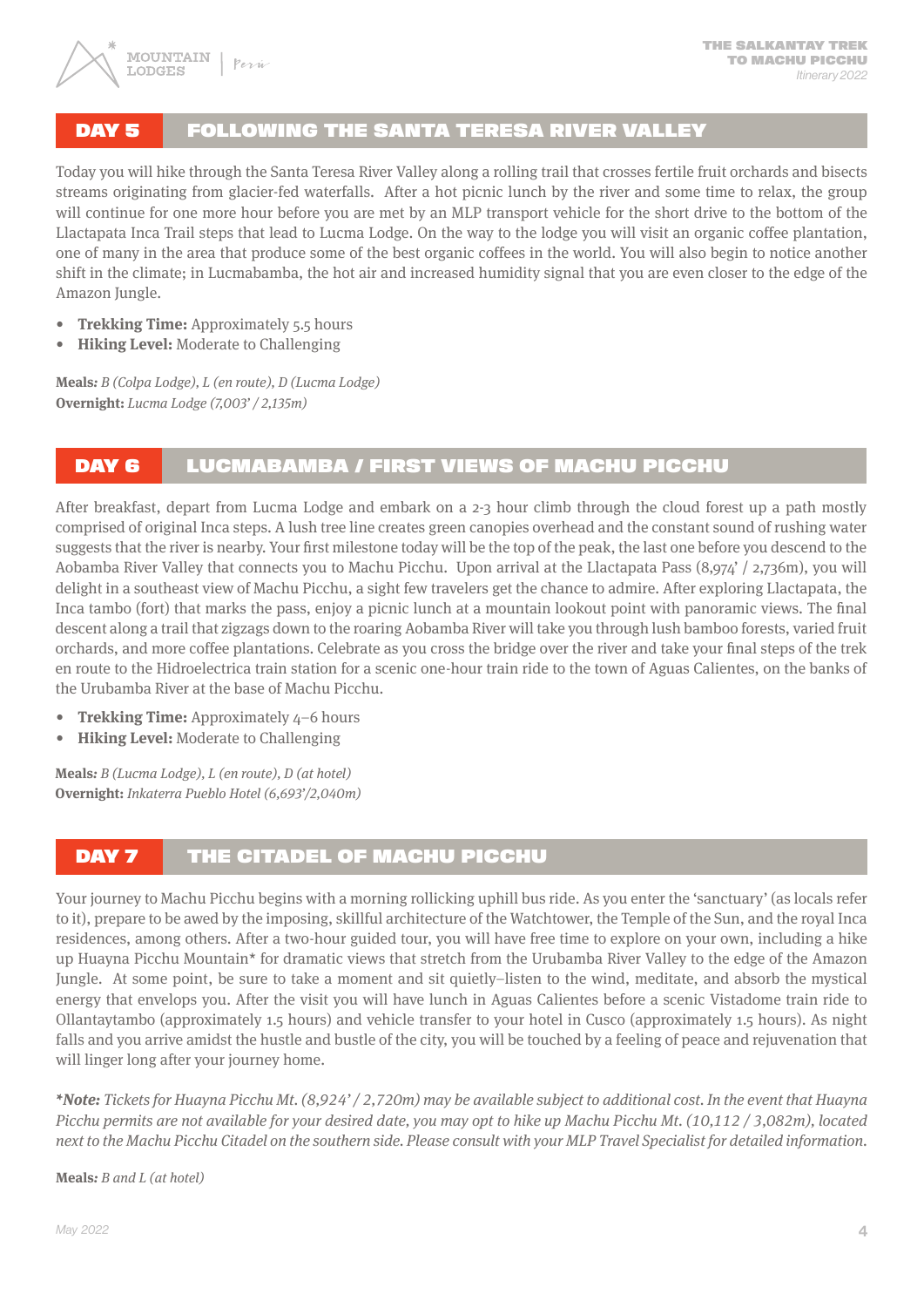## DAY 5 FOLLOWING THE SANTA TERESA RIVER VALLEY

Today you will hike through the Santa Teresa River Valley along a rolling trail that crosses fertile fruit orchards and bisects streams originating from glacier-fed waterfalls. After a hot picnic lunch by the river and some time to relax, the group will continue for one more hour before you are met by an MLP transport vehicle for the short drive to the bottom of the Llactapata Inca Trail steps that lead to Lucma Lodge. On the way to the lodge you will visit an organic coffee plantation, one of many in the area that produce some of the best organic coffees in the world. You will also begin to notice another shift in the climate; in Lucmabamba, the hot air and increased humidity signal that you are even closer to the edge of the Amazon Jungle.

- **Trekking Time:** Approximately 5.5 hours
- **Hiking Level:** Moderate to Challenging

**Meals:** *B (Colpa Lodge), L (en route), D (Lucma Lodge)*
**Overnight:** *Lucma Lodge (7,003' / 2,135m)*

## DAY 6 LUCMABAMBA / FIRST VIEWS OF MACHU PICCHU

After breakfast, depart from Lucma Lodge and embark on a 2-3 hour climb through the cloud forest up a path mostly comprised of original Inca steps. A lush tree line creates green canopies overhead and the constant sound of rushing water suggests that the river is nearby. Your first milestone today will be the top of the peak, the last one before you descend to the Aobamba River Valley that connects you to Machu Picchu. Upon arrival at the Llactapata Pass (8,974' / 2,736m), you will delight in a southeast view of Machu Picchu, a sight few travelers get the chance to admire. After exploring Llactapata, the Inca tambo (fort) that marks the pass, enjoy a picnic lunch at a mountain lookout point with panoramic views. The final descent along a trail that zigzags down to the roaring Aobamba River will take you through lush bamboo forests, varied fruit orchards, and more coffee plantations. Celebrate as you cross the bridge over the river and take your final steps of the trek en route to the Hidroelectrica train station for a scenic one-hour train ride to the town of Aguas Calientes, on the banks of the Urubamba River at the base of Machu Picchu.

- **Trekking Time:** Approximately 4–6 hours
- **Hiking Level:** Moderate to Challenging

**Meals:** *B (Lucma Lodge), L (en route), D (at hotel)*
**Overnight:** *Inkaterra Pueblo Hotel (6,693'/2,040m)*

## DAY 7 THE CITADEL OF MACHU PICCHU

Your journey to Machu Picchu begins with a morning rollicking uphill bus ride. As you enter the 'sanctuary' (as locals refer to it), prepare to be awed by the imposing, skillful architecture of the Watchtower, the Temple of the Sun, and the royal Inca residences, among others. After a two-hour guided tour, you will have free time to explore on your own, including a hike up Huayna Picchu Mountain* for dramatic views that stretch from the Urubamba River Valley to the edge of the Amazon Jungle. At some point, be sure to take a moment and sit quietly–listen to the wind, meditate, and absorb the mystical energy that envelops you. After the visit you will have lunch in Aguas Calientes before a scenic Vistadome train ride to Ollantaytambo (approximately 1.5 hours) and vehicle transfer to your hotel in Cusco (approximately 1.5 hours). As night falls and you arrive amidst the hustle and bustle of the city, you will be touched by a feeling of peace and rejuvenation that will linger long after your journey home.

*\*Note: Tickets for Huayna Picchu Mt. (8,924' / 2,720m) may be available subject to additional cost. In the event that Huayna Picchu permits are not available for your desired date, you may opt to hike up Machu Picchu Mt. (10,112 / 3,082m), located next to the Machu Picchu Citadel on the southern side. Please consult with your MLP Travel Specialist for detailed information.*

**Meals:** *B and L (at hotel)*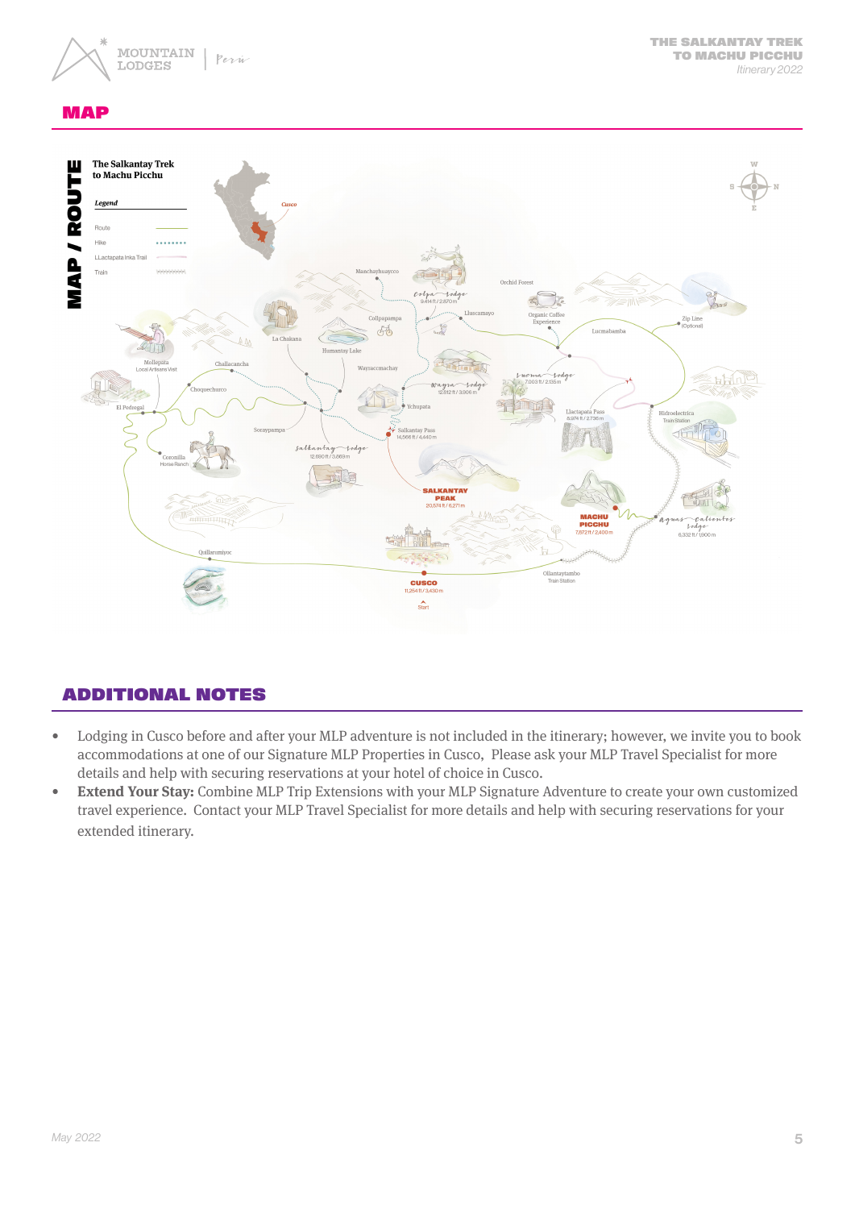## MAP

MAP / ROUTE

The Salkantay Trek to Machu Picchu

*Legend*

Route

Hike

LLactapata Inka Trail

Train

Cusco

Manchayhuaycco

Colpa Lodge
9,414 ft / 2,870 m

Orchid Forest

Llauscamayo

Organic Coffee Experience

Lucmabamba

Zip Line (Optional)

Collpapampa

La Chakana

Humantay Lake

Mollepata
Local Artisans Visit

Challacancha

Wayraccmachay

Wayra Lodge
12,812 ft / 3,906 m

Lucma Lodge
7,003 ft / 2,135 m

Choquechurco

El Pedregal

Ychupata

Llactapata Pass
8,974 ft / 2,736 m

Hidroelectrica
Train Station

Soraypampa

Salkantay Pass
14,566 ft / 4,440 m

Salkantay Lodge
12,690 ft / 3,869 m

Coronilla
Horse Ranch

SALKANTAY PEAK
20,574 ft / 6,271 m

MACHU PICCHU
7,872 ft / 2,400 m

Aguas Calientes Lodge
6,332 ft / 1,900 m

Quillarumiyoc

Ollantaytambo
Train Station

CUSCO
11,254 ft / 3,430 m

Start

## ADDITIONAL NOTES

- Lodging in Cusco before and after your MLP adventure is not included in the itinerary; however, we invite you to book accommodations at one of our Signature MLP Properties in Cusco, Please ask your MLP Travel Specialist for more details and help with securing reservations at your hotel of choice in Cusco.
- **Extend Your Stay:** Combine MLP Trip Extensions with your MLP Signature Adventure to create your own customized travel experience. Contact your MLP Travel Specialist for more details and help with securing reservations for your extended itinerary.